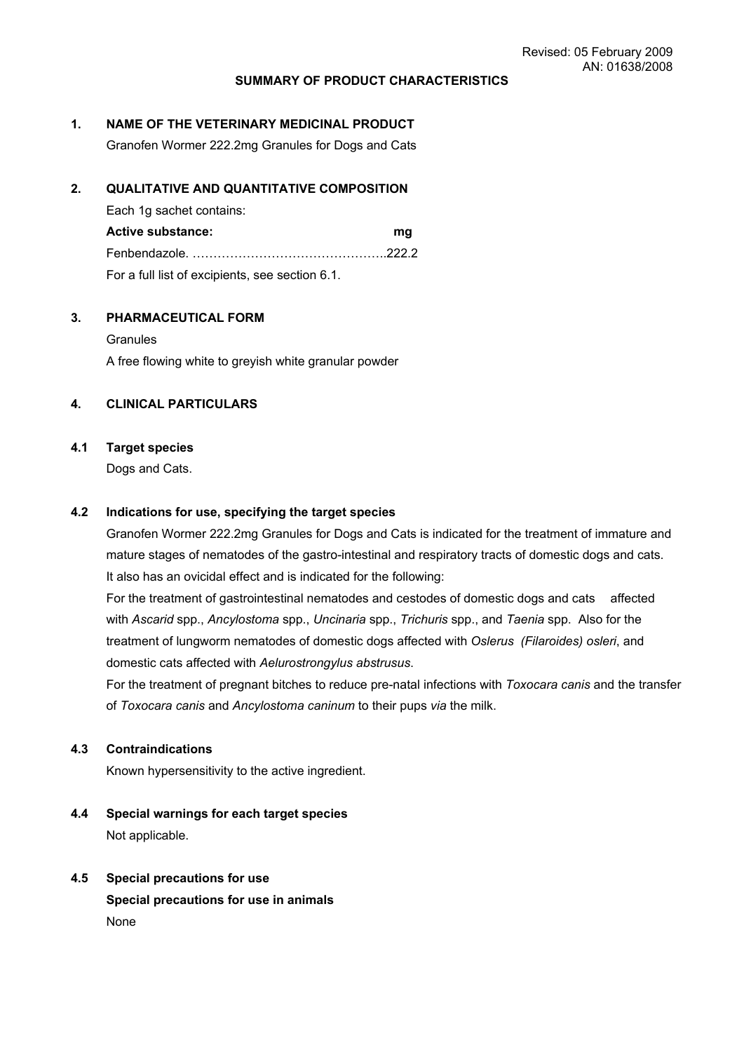Revised: 05 February 2009
AN: 01638/2008

# SUMMARY OF PRODUCT CHARACTERISTICS

## 1. NAME OF THE VETERINARY MEDICINAL PRODUCT

Granofen Wormer 222.2mg Granules for Dogs and Cats

## 2. QUALITATIVE AND QUANTITATIVE COMPOSITION

Each 1g sachet contains:

| **Active substance:** | **mg** |
|---|---|
| Fenbendazole. ……………………………………….. | 222.2 |

For a full list of excipients, see section 6.1.

## 3. PHARMACEUTICAL FORM

Granules

A free flowing white to greyish white granular powder

## 4. CLINICAL PARTICULARS

### 4.1 Target species

Dogs and Cats.

### 4.2 Indications for use, specifying the target species

Granofen Wormer 222.2mg Granules for Dogs and Cats is indicated for the treatment of immature and mature stages of nematodes of the gastro-intestinal and respiratory tracts of domestic dogs and cats. It also has an ovicidal effect and is indicated for the following:

For the treatment of gastrointestinal nematodes and cestodes of domestic dogs and cats affected with *Ascarid* spp., *Ancylostoma* spp., *Uncinaria* spp., *Trichuris* spp., and *Taenia* spp. Also for the treatment of lungworm nematodes of domestic dogs affected with *Oslerus (Filaroides) osleri*, and domestic cats affected with *Aelurostrongylus abstrusus*.

For the treatment of pregnant bitches to reduce pre-natal infections with *Toxocara canis* and the transfer of *Toxocara canis* and *Ancylostoma caninum* to their pups *via* the milk.

### 4.3 Contraindications

Known hypersensitivity to the active ingredient.

### 4.4 Special warnings for each target species

Not applicable.

### 4.5 Special precautions for use

**Special precautions for use in animals**

None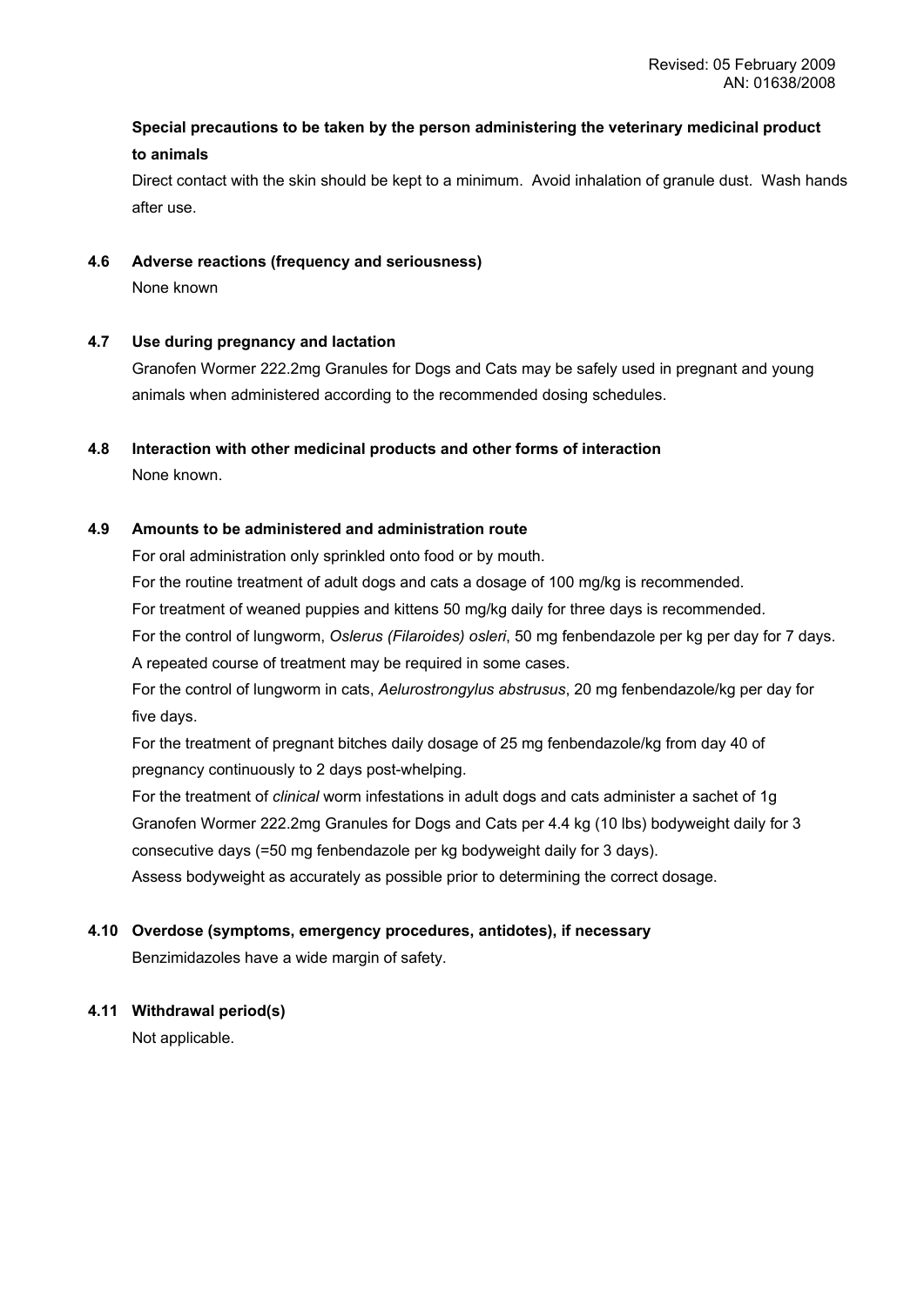**Special precautions to be taken by the person administering the veterinary medicinal product to animals**

Direct contact with the skin should be kept to a minimum. Avoid inhalation of granule dust. Wash hands after use.

## 4.6 Adverse reactions (frequency and seriousness)

None known

## 4.7 Use during pregnancy and lactation

Granofen Wormer 222.2mg Granules for Dogs and Cats may be safely used in pregnant and young animals when administered according to the recommended dosing schedules.

## 4.8 Interaction with other medicinal products and other forms of interaction

None known.

## 4.9 Amounts to be administered and administration route

For oral administration only sprinkled onto food or by mouth.

For the routine treatment of adult dogs and cats a dosage of 100 mg/kg is recommended.

For treatment of weaned puppies and kittens 50 mg/kg daily for three days is recommended.

For the control of lungworm, *Oslerus (Filaroides) osleri*, 50 mg fenbendazole per kg per day for 7 days. A repeated course of treatment may be required in some cases.

For the control of lungworm in cats, *Aelurostrongylus abstrusus*, 20 mg fenbendazole/kg per day for five days.

For the treatment of pregnant bitches daily dosage of 25 mg fenbendazole/kg from day 40 of pregnancy continuously to 2 days post-whelping.

For the treatment of *clinical* worm infestations in adult dogs and cats administer a sachet of 1g Granofen Wormer 222.2mg Granules for Dogs and Cats per 4.4 kg (10 lbs) bodyweight daily for 3 consecutive days (=50 mg fenbendazole per kg bodyweight daily for 3 days).

Assess bodyweight as accurately as possible prior to determining the correct dosage.

## 4.10 Overdose (symptoms, emergency procedures, antidotes), if necessary

Benzimidazoles have a wide margin of safety.

## 4.11 Withdrawal period(s)

Not applicable.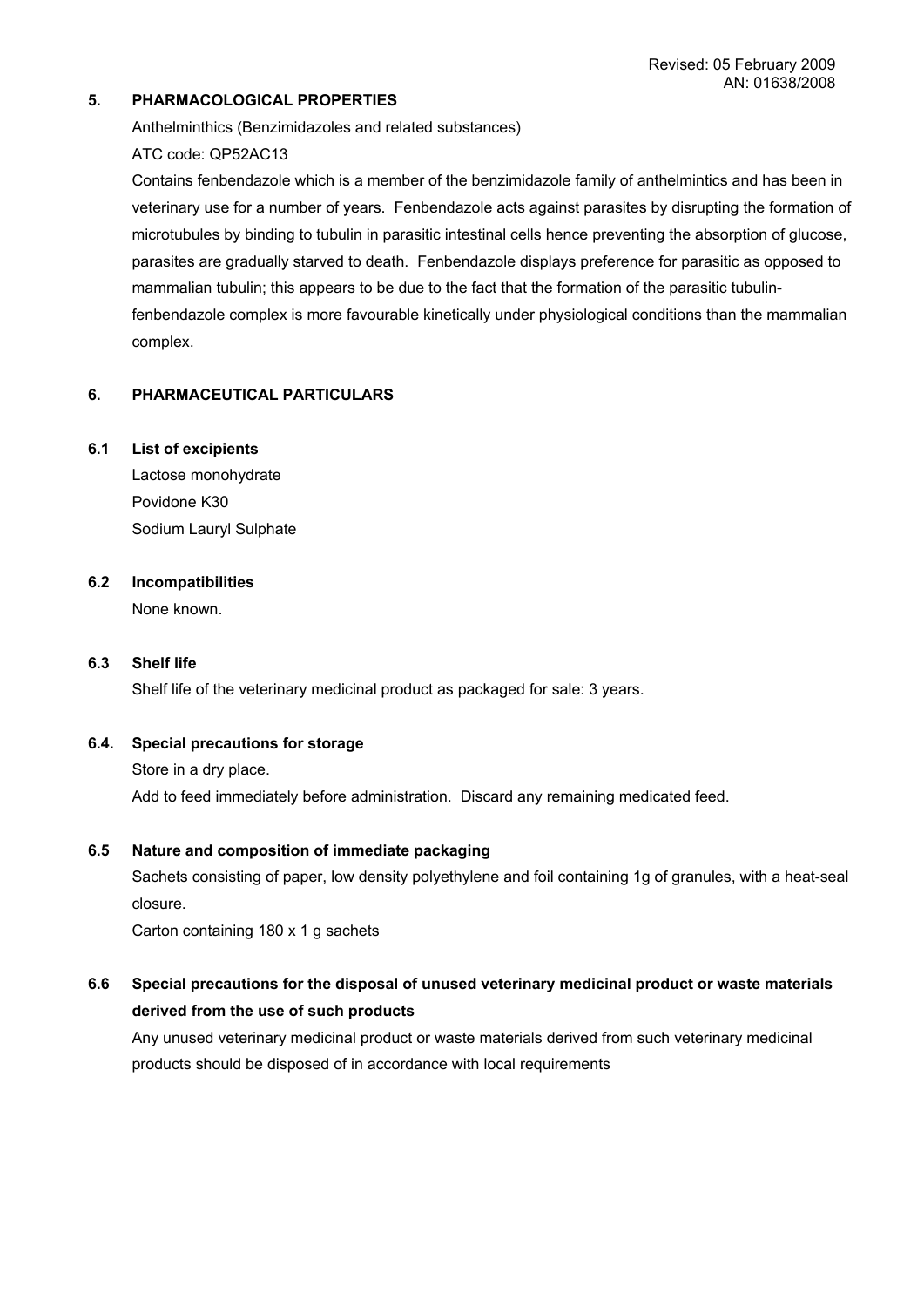## 5. PHARMACOLOGICAL PROPERTIES

Anthelminthics (Benzimidazoles and related substances)

ATC code: QP52AC13

Contains fenbendazole which is a member of the benzimidazole family of anthelmintics and has been in veterinary use for a number of years. Fenbendazole acts against parasites by disrupting the formation of microtubules by binding to tubulin in parasitic intestinal cells hence preventing the absorption of glucose, parasites are gradually starved to death. Fenbendazole displays preference for parasitic as opposed to mammalian tubulin; this appears to be due to the fact that the formation of the parasitic tubulin-fenbendazole complex is more favourable kinetically under physiological conditions than the mammalian complex.

## 6. PHARMACEUTICAL PARTICULARS

### 6.1 List of excipients

Lactose monohydrate
Povidone K30
Sodium Lauryl Sulphate

### 6.2 Incompatibilities

None known.

### 6.3 Shelf life

Shelf life of the veterinary medicinal product as packaged for sale: 3 years.

### 6.4. Special precautions for storage

Store in a dry place.

Add to feed immediately before administration. Discard any remaining medicated feed.

### 6.5 Nature and composition of immediate packaging

Sachets consisting of paper, low density polyethylene and foil containing 1g of granules, with a heat-seal closure.

Carton containing 180 x 1 g sachets

### 6.6 Special precautions for the disposal of unused veterinary medicinal product or waste materials derived from the use of such products

Any unused veterinary medicinal product or waste materials derived from such veterinary medicinal products should be disposed of in accordance with local requirements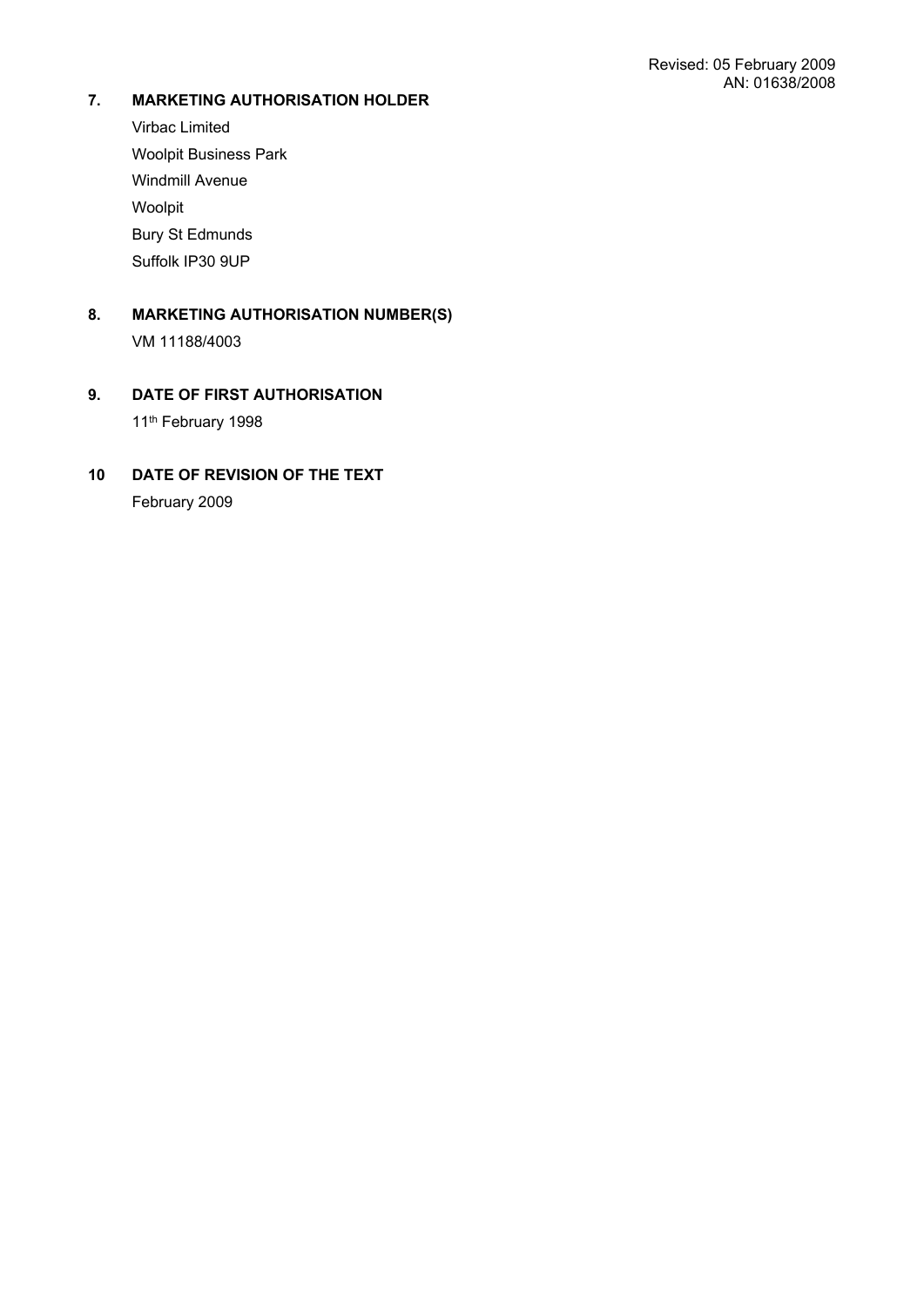Revised: 05 February 2009
AN: 01638/2008

## 7. MARKETING AUTHORISATION HOLDER

Virbac Limited
Woolpit Business Park
Windmill Avenue
Woolpit
Bury St Edmunds
Suffolk IP30 9UP

## 8. MARKETING AUTHORISATION NUMBER(S)

VM 11188/4003

## 9. DATE OF FIRST AUTHORISATION

11th February 1998

## 10 DATE OF REVISION OF THE TEXT

February 2009